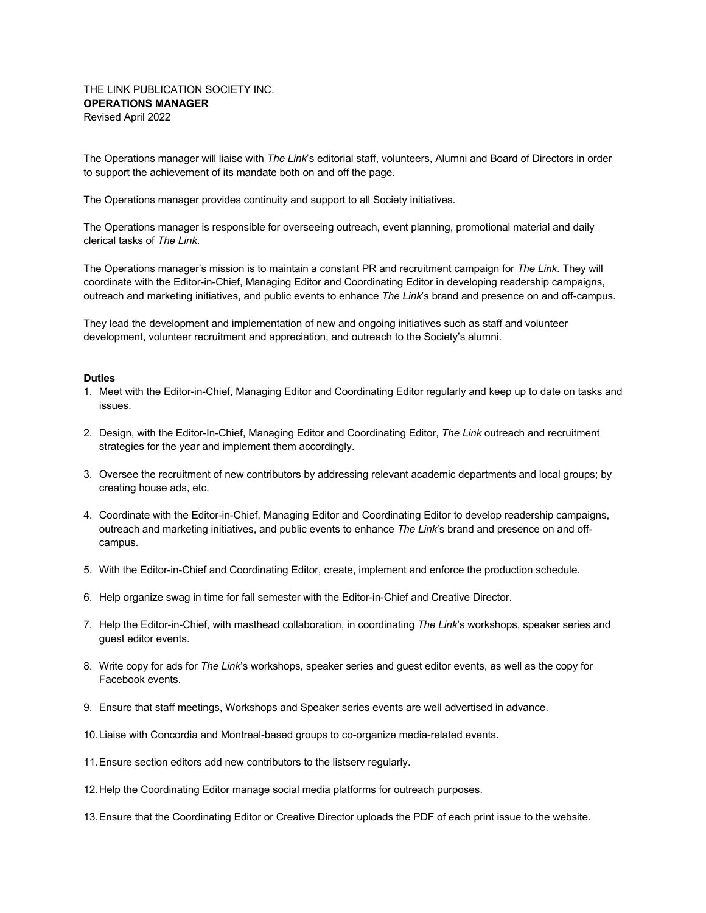THE LINK PUBLICATION SOCIETY INC.
**OPERATIONS MANAGER**
Revised April 2022

The Operations manager will liaise with *The Link*'s editorial staff, volunteers, Alumni and Board of Directors in order to support the achievement of its mandate both on and off the page.

The Operations manager provides continuity and support to all Society initiatives.

The Operations manager is responsible for overseeing outreach, event planning, promotional material and daily clerical tasks of *The Link*.

The Operations manager's mission is to maintain a constant PR and recruitment campaign for *The Link*. They will coordinate with the Editor-in-Chief, Managing Editor and Coordinating Editor in developing readership campaigns, outreach and marketing initiatives, and public events to enhance *The Link*'s brand and presence on and off-campus.

They lead the development and implementation of new and ongoing initiatives such as staff and volunteer development, volunteer recruitment and appreciation, and outreach to the Society's alumni.

**Duties**

1. Meet with the Editor-in-Chief, Managing Editor and Coordinating Editor regularly and keep up to date on tasks and issues.
2. Design, with the Editor-In-Chief, Managing Editor and Coordinating Editor, *The Link* outreach and recruitment strategies for the year and implement them accordingly.
3. Oversee the recruitment of new contributors by addressing relevant academic departments and local groups; by creating house ads, etc.
4. Coordinate with the Editor-in-Chief, Managing Editor and Coordinating Editor to develop readership campaigns, outreach and marketing initiatives, and public events to enhance *The Link*'s brand and presence on and off-campus.
5. With the Editor-in-Chief and Coordinating Editor, create, implement and enforce the production schedule.
6. Help organize swag in time for fall semester with the Editor-in-Chief and Creative Director.
7. Help the Editor-in-Chief, with masthead collaboration, in coordinating *The Link*'s workshops, speaker series and guest editor events.
8. Write copy for ads for *The Link*'s workshops, speaker series and guest editor events, as well as the copy for Facebook events.
9. Ensure that staff meetings, Workshops and Speaker series events are well advertised in advance.
10. Liaise with Concordia and Montreal-based groups to co-organize media-related events.
11. Ensure section editors add new contributors to the listserv regularly.
12. Help the Coordinating Editor manage social media platforms for outreach purposes.
13. Ensure that the Coordinating Editor or Creative Director uploads the PDF of each print issue to the website.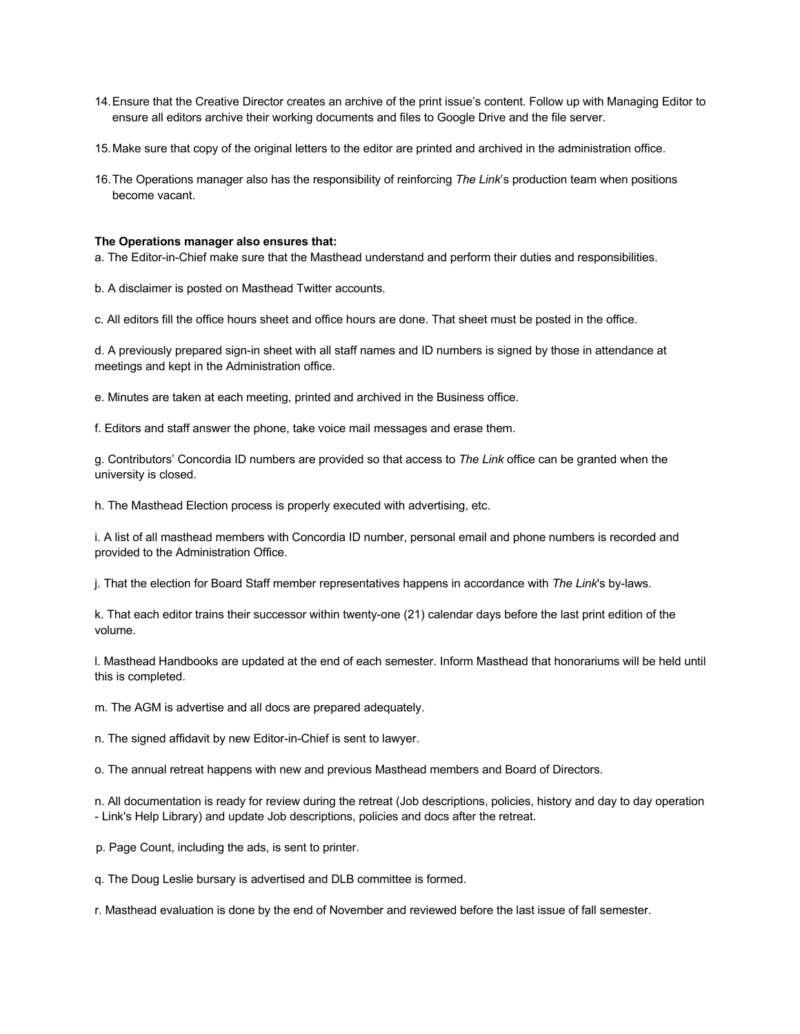14. Ensure that the Creative Director creates an archive of the print issue's content. Follow up with Managing Editor to ensure all editors archive their working documents and files to Google Drive and the file server.

15. Make sure that copy of the original letters to the editor are printed and archived in the administration office.

16. The Operations manager also has the responsibility of reinforcing *The Link*'s production team when positions become vacant.

**The Operations manager also ensures that:**

a. The Editor-in-Chief make sure that the Masthead understand and perform their duties and responsibilities.

b. A disclaimer is posted on Masthead Twitter accounts.

c. All editors fill the office hours sheet and office hours are done. That sheet must be posted in the office.

d. A previously prepared sign-in sheet with all staff names and ID numbers is signed by those in attendance at meetings and kept in the Administration office.

e. Minutes are taken at each meeting, printed and archived in the Business office.

f. Editors and staff answer the phone, take voice mail messages and erase them.

g. Contributors' Concordia ID numbers are provided so that access to *The Link* office can be granted when the university is closed.

h. The Masthead Election process is properly executed with advertising, etc.

i. A list of all masthead members with Concordia ID number, personal email and phone numbers is recorded and provided to the Administration Office.

j. That the election for Board Staff member representatives happens in accordance with *The Link*'s by-laws.

k. That each editor trains their successor within twenty-one (21) calendar days before the last print edition of the volume.

l. Masthead Handbooks are updated at the end of each semester. Inform Masthead that honorariums will be held until this is completed.

m. The AGM is advertise and all docs are prepared adequately.

n. The signed affidavit by new Editor-in-Chief is sent to lawyer.

o. The annual retreat happens with new and previous Masthead members and Board of Directors.

n. All documentation is ready for review during the retreat (Job descriptions, policies, history and day to day operation - Link's Help Library) and update Job descriptions, policies and docs after the retreat.

p. Page Count, including the ads, is sent to printer.

q. The Doug Leslie bursary is advertised and DLB committee is formed.

r. Masthead evaluation is done by the end of November and reviewed before the last issue of fall semester.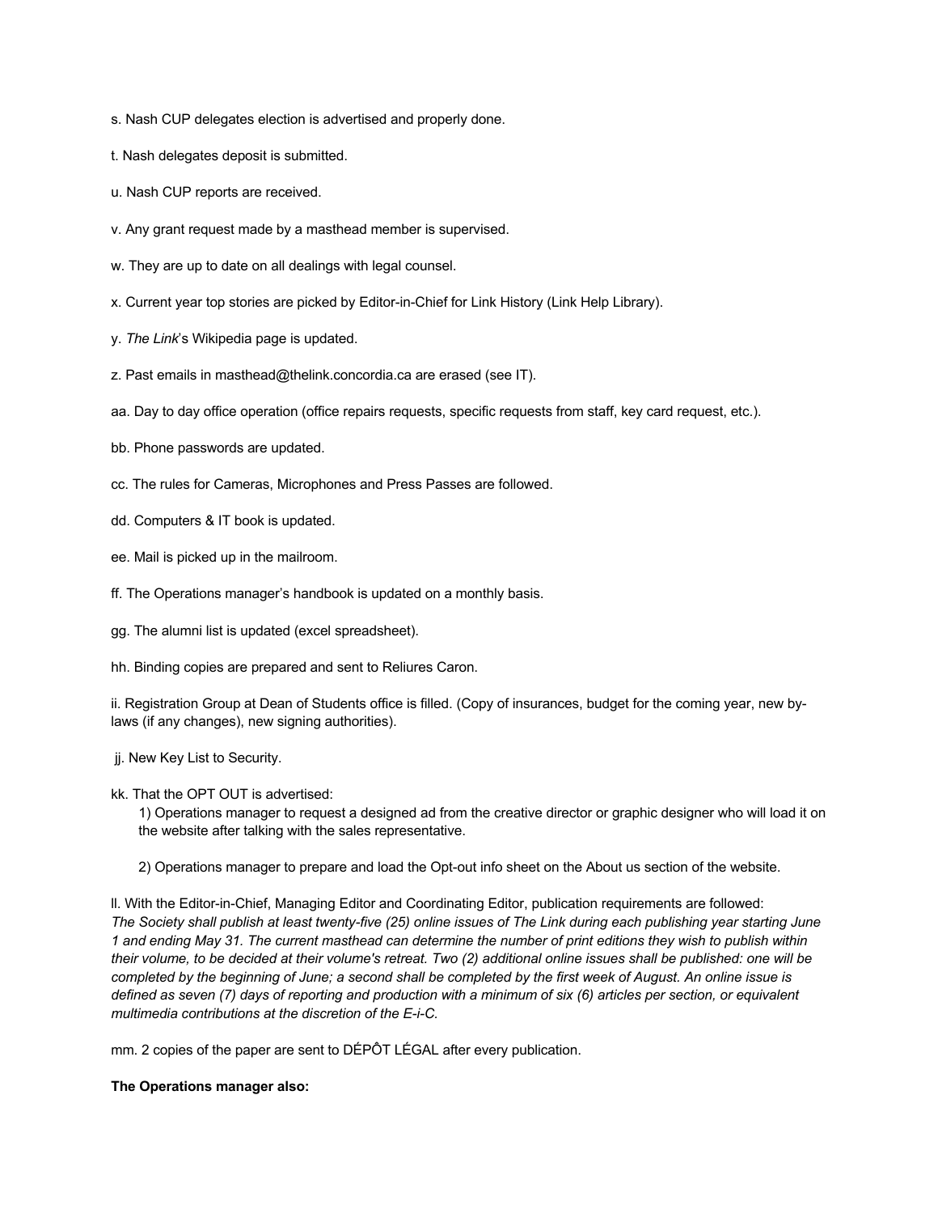s. Nash CUP delegates election is advertised and properly done.

t. Nash delegates deposit is submitted.

u. Nash CUP reports are received.

v. Any grant request made by a masthead member is supervised.

w. They are up to date on all dealings with legal counsel.

x. Current year top stories are picked by Editor-in-Chief for Link History (Link Help Library).

y. *The Link*'s Wikipedia page is updated.

z. Past emails in masthead@thelink.concordia.ca are erased (see IT).

aa. Day to day office operation (office repairs requests, specific requests from staff, key card request, etc.).

bb. Phone passwords are updated.

cc. The rules for Cameras, Microphones and Press Passes are followed.

dd. Computers & IT book is updated.

ee. Mail is picked up in the mailroom.

ff. The Operations manager's handbook is updated on a monthly basis.

gg. The alumni list is updated (excel spreadsheet).

hh. Binding copies are prepared and sent to Reliures Caron.

ii. Registration Group at Dean of Students office is filled. (Copy of insurances, budget for the coming year, new by-laws (if any changes), new signing authorities).

jj. New Key List to Security.

kk. That the OPT OUT is advertised:

1) Operations manager to request a designed ad from the creative director or graphic designer who will load it on the website after talking with the sales representative.

2) Operations manager to prepare and load the Opt-out info sheet on the About us section of the website.

ll. With the Editor-in-Chief, Managing Editor and Coordinating Editor, publication requirements are followed: *The Society shall publish at least twenty-five (25) online issues of The Link during each publishing year starting June 1 and ending May 31. The current masthead can determine the number of print editions they wish to publish within their volume, to be decided at their volume's retreat. Two (2) additional online issues shall be published: one will be completed by the beginning of June; a second shall be completed by the first week of August. An online issue is defined as seven (7) days of reporting and production with a minimum of six (6) articles per section, or equivalent multimedia contributions at the discretion of the E-i-C.*

mm. 2 copies of the paper are sent to DÉPÔT LÉGAL after every publication.

**The Operations manager also:**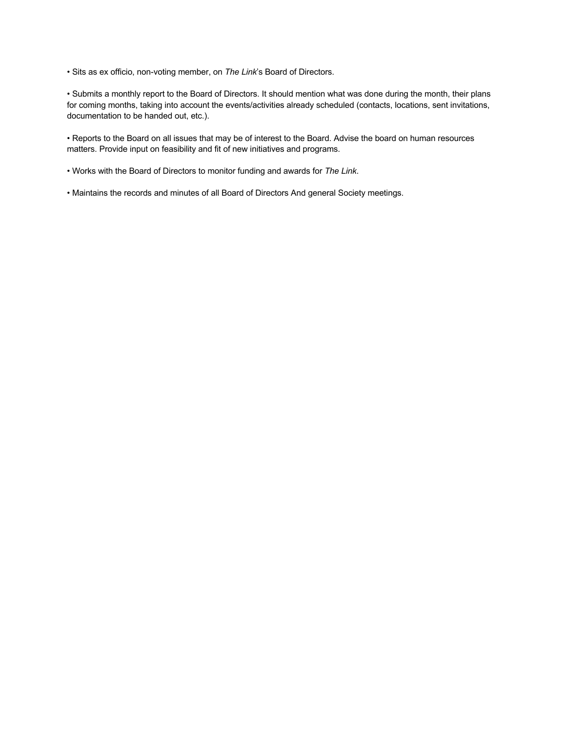• Sits as ex officio, non-voting member, on *The Link*'s Board of Directors.

• Submits a monthly report to the Board of Directors. It should mention what was done during the month, their plans for coming months, taking into account the events/activities already scheduled (contacts, locations, sent invitations, documentation to be handed out, etc.).

• Reports to the Board on all issues that may be of interest to the Board. Advise the board on human resources matters. Provide input on feasibility and fit of new initiatives and programs.

• Works with the Board of Directors to monitor funding and awards for *The Link*.

• Maintains the records and minutes of all Board of Directors And general Society meetings.